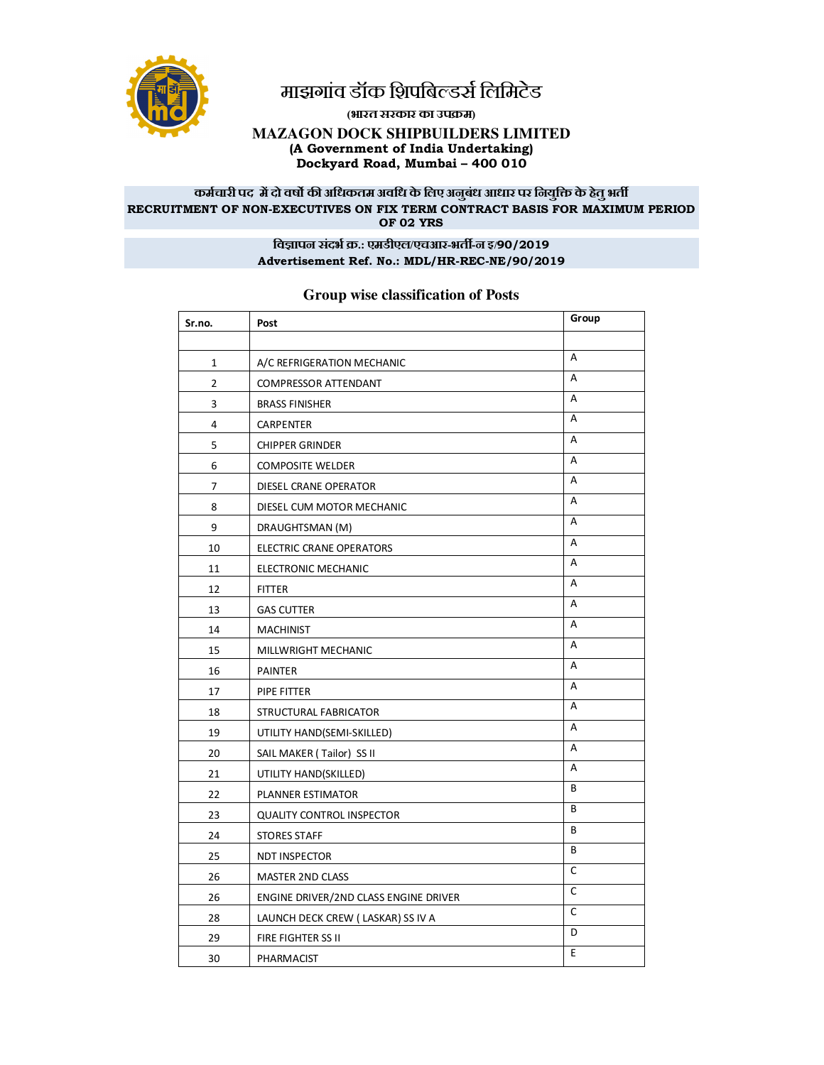# माझगांव डॉक शिपबिल्डर्स लिमिटेड

**(भारत सरकार का उपक्रम)**

**MAZAGON DOCK SHIPBUILDERS LIMITED**

**(A Government of India Undertaking)**

**Dockyard Road, Mumbai – 400 010**

**कर्मचारी पद में दो वर्षो की अधिकतम अवधि के लिए अनुबंध आधार पर नियुक्ति के हेतु भर्ती**

**RECRUITMENT OF NON-EXECUTIVES ON FIX TERM CONTRACT BASIS FOR MAXIMUM PERIOD OF 02 YRS**

**विज्ञापन संदर्भ क्र.: एमडीएल/एचआर-भर्ती-न इ/90/2019**

**Advertisement Ref. No.: MDL/HR-REC-NE/90/2019**

## Group wise classification of Posts

| Sr.no. | Post | Group |
|---|---|---|
| | | |
| 1 | A/C REFRIGERATION MECHANIC | A |
| 2 | COMPRESSOR ATTENDANT | A |
| 3 | BRASS FINISHER | A |
| 4 | CARPENTER | A |
| 5 | CHIPPER GRINDER | A |
| 6 | COMPOSITE WELDER | A |
| 7 | DIESEL CRANE OPERATOR | A |
| 8 | DIESEL CUM MOTOR MECHANIC | A |
| 9 | DRAUGHTSMAN (M) | A |
| 10 | ELECTRIC CRANE OPERATORS | A |
| 11 | ELECTRONIC MECHANIC | A |
| 12 | FITTER | A |
| 13 | GAS CUTTER | A |
| 14 | MACHINIST | A |
| 15 | MILLWRIGHT MECHANIC | A |
| 16 | PAINTER | A |
| 17 | PIPE FITTER | A |
| 18 | STRUCTURAL FABRICATOR | A |
| 19 | UTILITY HAND(SEMI-SKILLED) | A |
| 20 | SAIL MAKER ( Tailor) SS II | A |
| 21 | UTILITY HAND(SKILLED) | A |
| 22 | PLANNER ESTIMATOR | B |
| 23 | QUALITY CONTROL INSPECTOR | B |
| 24 | STORES STAFF | B |
| 25 | NDT INSPECTOR | B |
| 26 | MASTER 2ND CLASS | C |
| 26 | ENGINE DRIVER/2ND CLASS ENGINE DRIVER | C |
| 28 | LAUNCH DECK CREW ( LASKAR) SS IV A | C |
| 29 | FIRE FIGHTER SS II | D |
| 30 | PHARMACIST | E |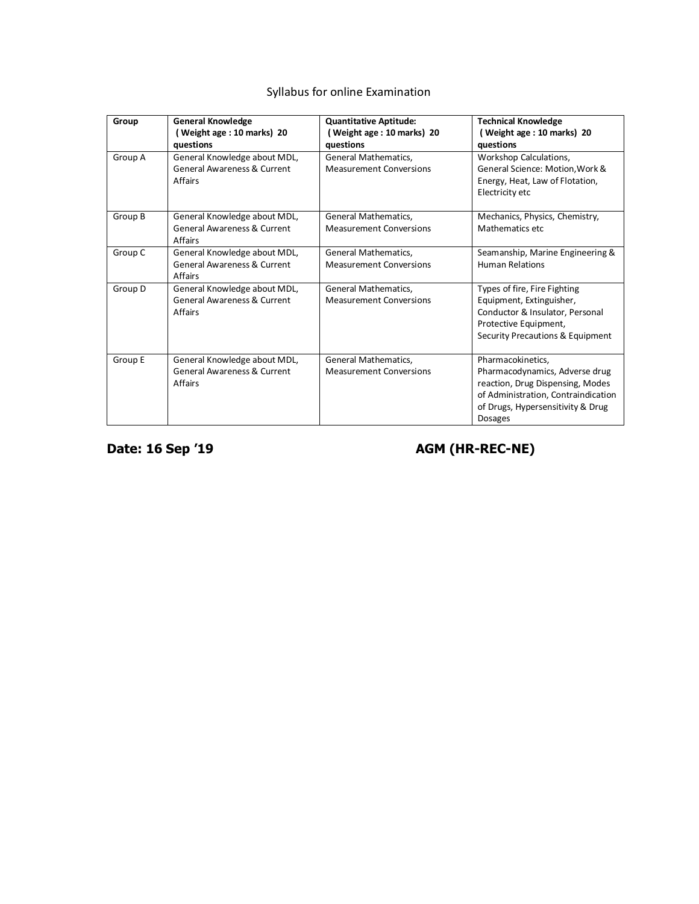Syllabus for online Examination

| Group | **General Knowledge** ( **Weight age : 10 marks) 20 questions** | **Quantitative Aptitude:** ( **Weight age : 10 marks) 20 questions** | **Technical Knowledge** ( **Weight age : 10 marks) 20 questions** |
|---|---|---|---|
| Group A | General Knowledge about MDL, General Awareness & Current Affairs | General Mathematics, Measurement Conversions | Workshop Calculations, General Science: Motion,Work & Energy, Heat, Law of Flotation, Electricity etc |
| Group B | General Knowledge about MDL, General Awareness & Current Affairs | General Mathematics, Measurement Conversions | Mechanics, Physics, Chemistry, Mathematics etc |
| Group C | General Knowledge about MDL, General Awareness & Current Affairs | General Mathematics, Measurement Conversions | Seamanship, Marine Engineering & Human Relations |
| Group D | General Knowledge about MDL, General Awareness & Current Affairs | General Mathematics, Measurement Conversions | Types of fire, Fire Fighting Equipment, Extinguisher, Conductor & Insulator, Personal Protective Equipment, Security Precautions & Equipment |
| Group E | General Knowledge about MDL, General Awareness & Current Affairs | General Mathematics, Measurement Conversions | Pharmacokinetics, Pharmacodynamics, Adverse drug reaction, Drug Dispensing, Modes of Administration, Contraindication of Drugs, Hypersensitivity & Drug Dosages |

**Date: 16 Sep '19** **AGM (HR-REC-NE)**